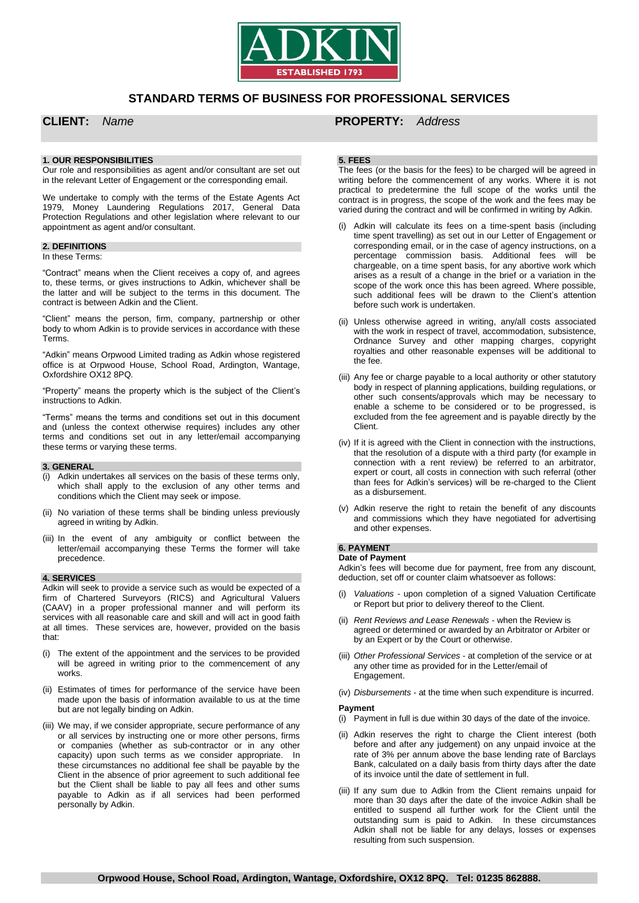# STANDARD TERMS OF BUSINESS FOR PROFESSIONAL SERVICES

**CLIENT:** *Name*

**PROPERTY:** *Address*

## 1. OUR RESPONSIBILITIES

Our role and responsibilities as agent and/or consultant are set out in the relevant Letter of Engagement or the corresponding email.

We undertake to comply with the terms of the Estate Agents Act 1979, Money Laundering Regulations 2017, General Data Protection Regulations and other legislation where relevant to our appointment as agent and/or consultant.

## 2. DEFINITIONS

In these Terms:

"Contract" means when the Client receives a copy of, and agrees to, these terms, or gives instructions to Adkin, whichever shall be the latter and will be subject to the terms in this document. The contract is between Adkin and the Client.

"Client" means the person, firm, company, partnership or other body to whom Adkin is to provide services in accordance with these Terms.

"Adkin" means Orpwood Limited trading as Adkin whose registered office is at Orpwood House, School Road, Ardington, Wantage, Oxfordshire OX12 8PQ.

"Property" means the property which is the subject of the Client's instructions to Adkin.

"Terms" means the terms and conditions set out in this document and (unless the context otherwise requires) includes any other terms and conditions set out in any letter/email accompanying these terms or varying these terms.

## 3. GENERAL

(i) Adkin undertakes all services on the basis of these terms only, which shall apply to the exclusion of any other terms and conditions which the Client may seek or impose.

(ii) No variation of these terms shall be binding unless previously agreed in writing by Adkin.

(iii) In the event of any ambiguity or conflict between the letter/email accompanying these Terms the former will take precedence.

## 4. SERVICES

Adkin will seek to provide a service such as would be expected of a firm of Chartered Surveyors (RICS) and Agricultural Valuers (CAAV) in a proper professional manner and will perform its services with all reasonable care and skill and will act in good faith at all times. These services are, however, provided on the basis that:

(i) The extent of the appointment and the services to be provided will be agreed in writing prior to the commencement of any works.

(ii) Estimates of times for performance of the service have been made upon the basis of information available to us at the time but are not legally binding on Adkin.

(iii) We may, if we consider appropriate, secure performance of any or all services by instructing one or more other persons, firms or companies (whether as sub-contractor or in any other capacity) upon such terms as we consider appropriate. In these circumstances no additional fee shall be payable by the Client in the absence of prior agreement to such additional fee but the Client shall be liable to pay all fees and other sums payable to Adkin as if all services had been performed personally by Adkin.

## 5. FEES

The fees (or the basis for the fees) to be charged will be agreed in writing before the commencement of any works. Where it is not practical to predetermine the full scope of the works until the contract is in progress, the scope of the work and the fees may be varied during the contract and will be confirmed in writing by Adkin.

(i) Adkin will calculate its fees on a time-spent basis (including time spent travelling) as set out in our Letter of Engagement or corresponding email, or in the case of agency instructions, on a percentage commission basis. Additional fees will be chargeable, on a time spent basis, for any abortive work which arises as a result of a change in the brief or a variation in the scope of the work once this has been agreed. Where possible, such additional fees will be drawn to the Client's attention before such work is undertaken.

(ii) Unless otherwise agreed in writing, any/all costs associated with the work in respect of travel, accommodation, subsistence, Ordnance Survey and other mapping charges, copyright royalties and other reasonable expenses will be additional to the fee.

(iii) Any fee or charge payable to a local authority or other statutory body in respect of planning applications, building regulations, or other such consents/approvals which may be necessary to enable a scheme to be considered or to be progressed, is excluded from the fee agreement and is payable directly by the Client.

(iv) If it is agreed with the Client in connection with the instructions, that the resolution of a dispute with a third party (for example in connection with a rent review) be referred to an arbitrator, expert or court, all costs in connection with such referral (other than fees for Adkin's services) will be re-charged to the Client as a disbursement.

(v) Adkin reserve the right to retain the benefit of any discounts and commissions which they have negotiated for advertising and other expenses.

## 6. PAYMENT

**Date of Payment**

Adkin's fees will become due for payment, free from any discount, deduction, set off or counter claim whatsoever as follows:

(i) *Valuations* - upon completion of a signed Valuation Certificate or Report but prior to delivery thereof to the Client.

(ii) *Rent Reviews and Lease Renewals* - when the Review is agreed or determined or awarded by an Arbitrator or Arbiter or by an Expert or by the Court or otherwise.

(iii) *Other Professional Services* - at completion of the service or at any other time as provided for in the Letter/email of Engagement.

(iv) *Disbursements* - at the time when such expenditure is incurred.

**Payment**

(i) Payment in full is due within 30 days of the date of the invoice.

(ii) Adkin reserves the right to charge the Client interest (both before and after any judgement) on any unpaid invoice at the rate of 3% per annum above the base lending rate of Barclays Bank, calculated on a daily basis from thirty days after the date of its invoice until the date of settlement in full.

(iii) If any sum due to Adkin from the Client remains unpaid for more than 30 days after the date of the invoice Adkin shall be entitled to suspend all further work for the Client until the outstanding sum is paid to Adkin. In these circumstances Adkin shall not be liable for any delays, losses or expenses resulting from such suspension.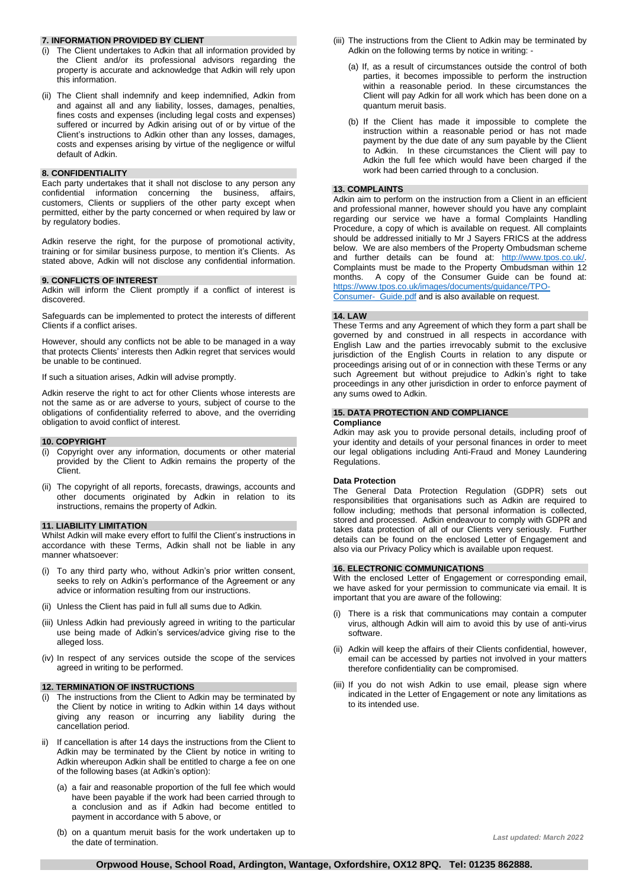## 7. INFORMATION PROVIDED BY CLIENT

(i) The Client undertakes to Adkin that all information provided by the Client and/or its professional advisors regarding the property is accurate and acknowledge that Adkin will rely upon this information.

(ii) The Client shall indemnify and keep indemnified, Adkin from and against all and any liability, losses, damages, penalties, fines costs and expenses (including legal costs and expenses) suffered or incurred by Adkin arising out of or by virtue of the Client's instructions to Adkin other than any losses, damages, costs and expenses arising by virtue of the negligence or wilful default of Adkin.

## 8. CONFIDENTIALITY

Each party undertakes that it shall not disclose to any person any confidential information concerning the business, affairs, customers, Clients or suppliers of the other party except when permitted, either by the party concerned or when required by law or by regulatory bodies.

Adkin reserve the right, for the purpose of promotional activity, training or for similar business purpose, to mention it's Clients. As stated above, Adkin will not disclose any confidential information.

## 9. CONFLICTS OF INTEREST

Adkin will inform the Client promptly if a conflict of interest is discovered.

Safeguards can be implemented to protect the interests of different Clients if a conflict arises.

However, should any conflicts not be able to be managed in a way that protects Clients' interests then Adkin regret that services would be unable to be continued.

If such a situation arises, Adkin will advise promptly.

Adkin reserve the right to act for other Clients whose interests are not the same as or are adverse to yours, subject of course to the obligations of confidentiality referred to above, and the overriding obligation to avoid conflict of interest.

## 10. COPYRIGHT

(i) Copyright over any information, documents or other material provided by the Client to Adkin remains the property of the Client.

(ii) The copyright of all reports, forecasts, drawings, accounts and other documents originated by Adkin in relation to its instructions, remains the property of Adkin.

## 11. LIABILITY LIMITATION

Whilst Adkin will make every effort to fulfil the Client's instructions in accordance with these Terms, Adkin shall not be liable in any manner whatsoever:

(i) To any third party who, without Adkin's prior written consent, seeks to rely on Adkin's performance of the Agreement or any advice or information resulting from our instructions.

(ii) Unless the Client has paid in full all sums due to Adkin.

(iii) Unless Adkin had previously agreed in writing to the particular use being made of Adkin's services/advice giving rise to the alleged loss.

(iv) In respect of any services outside the scope of the services agreed in writing to be performed.

## 12. TERMINATION OF INSTRUCTIONS

(i) The instructions from the Client to Adkin may be terminated by the Client by notice in writing to Adkin within 14 days without giving any reason or incurring any liability during the cancellation period.

ii) If cancellation is after 14 days the instructions from the Client to Adkin may be terminated by the Client by notice in writing to Adkin whereupon Adkin shall be entitled to charge a fee on one of the following bases (at Adkin's option):

(a) a fair and reasonable proportion of the full fee which would have been payable if the work had been carried through to a conclusion and as if Adkin had become entitled to payment in accordance with 5 above, or

(b) on a quantum meruit basis for the work undertaken up to the date of termination.

(iii) The instructions from the Client to Adkin may be terminated by Adkin on the following terms by notice in writing: -

(a) If, as a result of circumstances outside the control of both parties, it becomes impossible to perform the instruction within a reasonable period. In these circumstances the Client will pay Adkin for all work which has been done on a quantum meruit basis.

(b) If the Client has made it impossible to complete the instruction within a reasonable period or has not made payment by the due date of any sum payable by the Client to Adkin. In these circumstances the Client will pay to Adkin the full fee which would have been charged if the work had been carried through to a conclusion.

## 13. COMPLAINTS

Adkin aim to perform on the instruction from a Client in an efficient and professional manner, however should you have any complaint regarding our service we have a formal Complaints Handling Procedure, a copy of which is available on request. All complaints should be addressed initially to Mr J Sayers FRICS at the address below. We are also members of the Property Ombudsman scheme and further details can be found at: http://www.tpos.co.uk/. Complaints must be made to the Property Ombudsman within 12 months. A copy of the Consumer Guide can be found at: https://www.tpos.co.uk/images/documents/guidance/TPO-Consumer- Guide.pdf and is also available on request.

## 14. LAW

These Terms and any Agreement of which they form a part shall be governed by and construed in all respects in accordance with English Law and the parties irrevocably submit to the exclusive jurisdiction of the English Courts in relation to any dispute or proceedings arising out of or in connection with these Terms or any such Agreement but without prejudice to Adkin's right to take proceedings in any other jurisdiction in order to enforce payment of any sums owed to Adkin.

## 15. DATA PROTECTION AND COMPLIANCE

**Compliance**

Adkin may ask you to provide personal details, including proof of your identity and details of your personal finances in order to meet our legal obligations including Anti-Fraud and Money Laundering Regulations.

**Data Protection**

The General Data Protection Regulation (GDPR) sets out responsibilities that organisations such as Adkin are required to follow including; methods that personal information is collected, stored and processed. Adkin endeavour to comply with GDPR and takes data protection of all of our Clients very seriously. Further details can be found on the enclosed Letter of Engagement and also via our Privacy Policy which is available upon request.

## 16. ELECTRONIC COMMUNICATIONS

With the enclosed Letter of Engagement or corresponding email, we have asked for your permission to communicate via email. It is important that you are aware of the following:

(i) There is a risk that communications may contain a computer virus, although Adkin will aim to avoid this by use of anti-virus software.

(ii) Adkin will keep the affairs of their Clients confidential, however, email can be accessed by parties not involved in your matters therefore confidentiality can be compromised.

(iii) If you do not wish Adkin to use email, please sign where indicated in the Letter of Engagement or note any limitations as to its intended use.

*Last updated: March 2022*

**Orpwood House, School Road, Ardington, Wantage, Oxfordshire, OX12 8PQ. Tel: 01235 862888.**